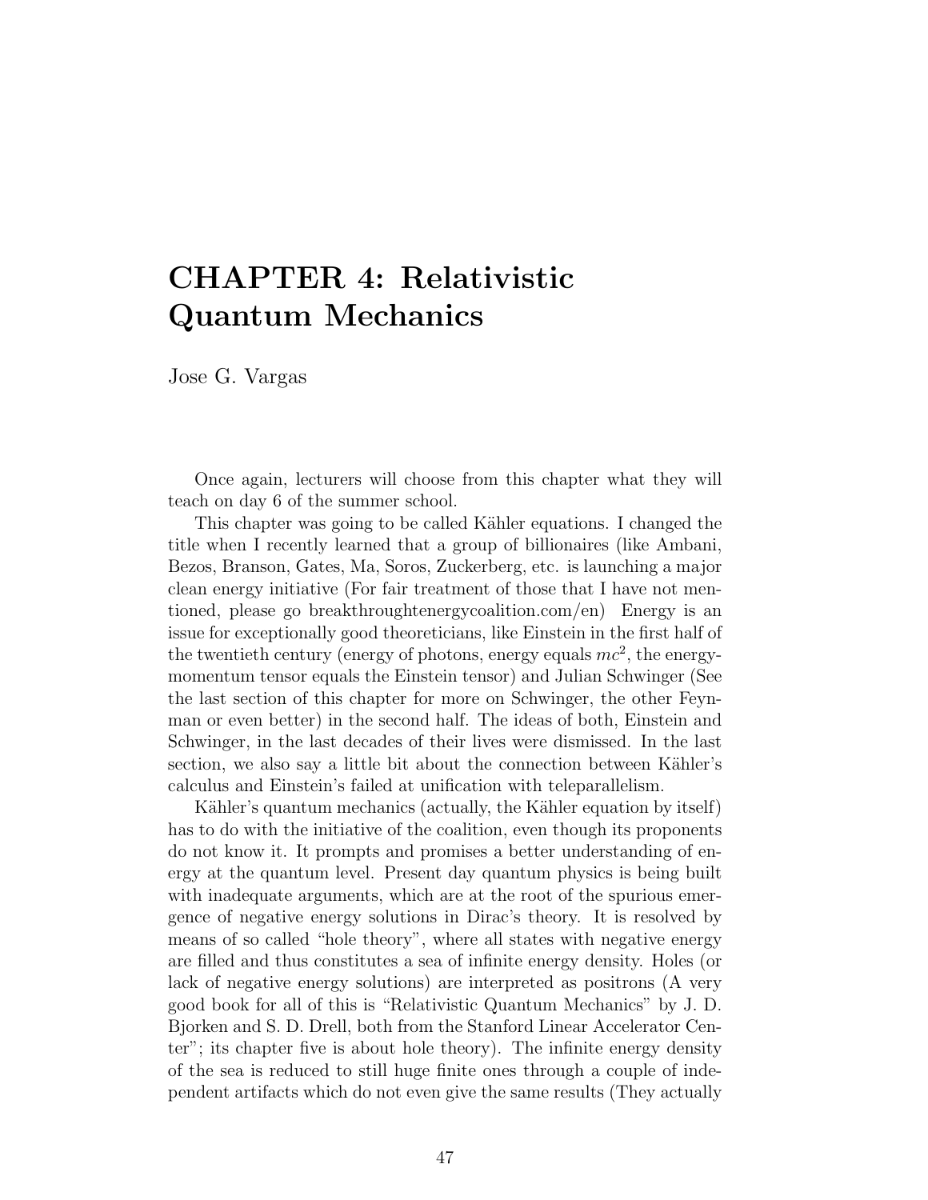# CHAPTER 4: Relativistic Quantum Mechanics

Jose G. Vargas

Once again, lecturers will choose from this chapter what they will teach on day 6 of the summer school.

This chapter was going to be called Kähler equations. I changed the title when I recently learned that a group of billionaires (like Ambani, Bezos, Branson, Gates, Ma, Soros, Zuckerberg, etc. is launching a major clean energy initiative (For fair treatment of those that I have not mentioned, please go breakthroughtenergycoalition.com/en) Energy is an issue for exceptionally good theoreticians, like Einstein in the first half of the twentieth century (energy of photons, energy equals $mc^2$, the energy-momentum tensor equals the Einstein tensor) and Julian Schwinger (See the last section of this chapter for more on Schwinger, the other Feynman or even better) in the second half. The ideas of both, Einstein and Schwinger, in the last decades of their lives were dismissed. In the last section, we also say a little bit about the connection between Kähler's calculus and Einstein's failed at unification with teleparallelism.

Kähler's quantum mechanics (actually, the Kähler equation by itself) has to do with the initiative of the coalition, even though its proponents do not know it. It prompts and promises a better understanding of energy at the quantum level. Present day quantum physics is being built with inadequate arguments, which are at the root of the spurious emergence of negative energy solutions in Dirac's theory. It is resolved by means of so called "hole theory", where all states with negative energy are filled and thus constitutes a sea of infinite energy density. Holes (or lack of negative energy solutions) are interpreted as positrons (A very good book for all of this is "Relativistic Quantum Mechanics" by J. D. Bjorken and S. D. Drell, both from the Stanford Linear Accelerator Center"; its chapter five is about hole theory). The infinite energy density of the sea is reduced to still huge finite ones through a couple of independent artifacts which do not even give the same results (They actually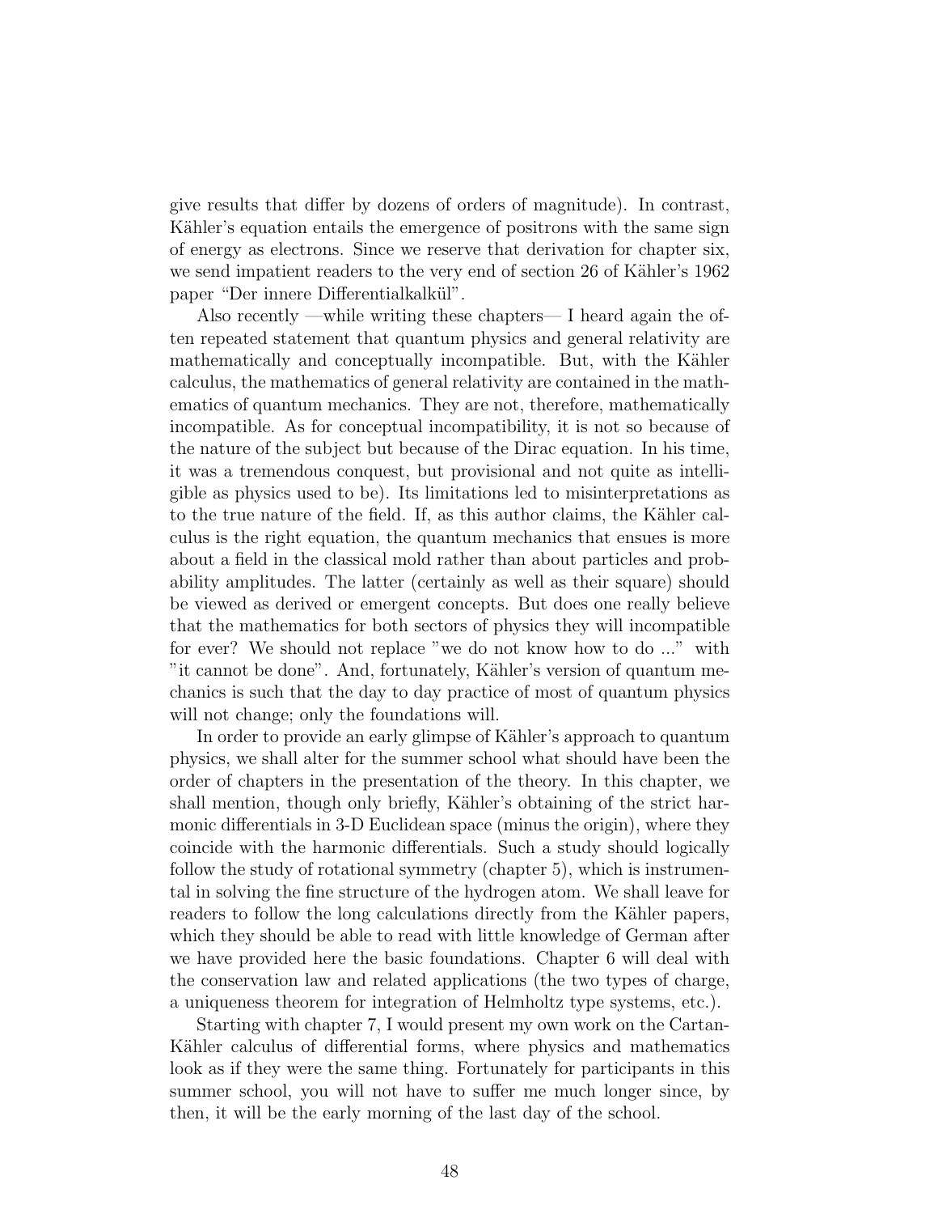give results that differ by dozens of orders of magnitude). In contrast, Kähler's equation entails the emergence of positrons with the same sign of energy as electrons. Since we reserve that derivation for chapter six, we send impatient readers to the very end of section 26 of Kähler's 1962 paper "Der innere Differentialkalkül".

Also recently —while writing these chapters— I heard again the often repeated statement that quantum physics and general relativity are mathematically and conceptually incompatible. But, with the Kähler calculus, the mathematics of general relativity are contained in the mathematics of quantum mechanics. They are not, therefore, mathematically incompatible. As for conceptual incompatibility, it is not so because of the nature of the subject but because of the Dirac equation. In his time, it was a tremendous conquest, but provisional and not quite as intelligible as physics used to be). Its limitations led to misinterpretations as to the true nature of the field. If, as this author claims, the Kähler calculus is the right equation, the quantum mechanics that ensues is more about a field in the classical mold rather than about particles and probability amplitudes. The latter (certainly as well as their square) should be viewed as derived or emergent concepts. But does one really believe that the mathematics for both sectors of physics they will incompatible for ever? We should not replace "we do not know how to do ..." with "it cannot be done". And, fortunately, Kähler's version of quantum mechanics is such that the day to day practice of most of quantum physics will not change; only the foundations will.

In order to provide an early glimpse of Kähler's approach to quantum physics, we shall alter for the summer school what should have been the order of chapters in the presentation of the theory. In this chapter, we shall mention, though only briefly, Kähler's obtaining of the strict harmonic differentials in 3-D Euclidean space (minus the origin), where they coincide with the harmonic differentials. Such a study should logically follow the study of rotational symmetry (chapter 5), which is instrumental in solving the fine structure of the hydrogen atom. We shall leave for readers to follow the long calculations directly from the Kähler papers, which they should be able to read with little knowledge of German after we have provided here the basic foundations. Chapter 6 will deal with the conservation law and related applications (the two types of charge, a uniqueness theorem for integration of Helmholtz type systems, etc.).

Starting with chapter 7, I would present my own work on the Cartan-Kähler calculus of differential forms, where physics and mathematics look as if they were the same thing. Fortunately for participants in this summer school, you will not have to suffer me much longer since, by then, it will be the early morning of the last day of the school.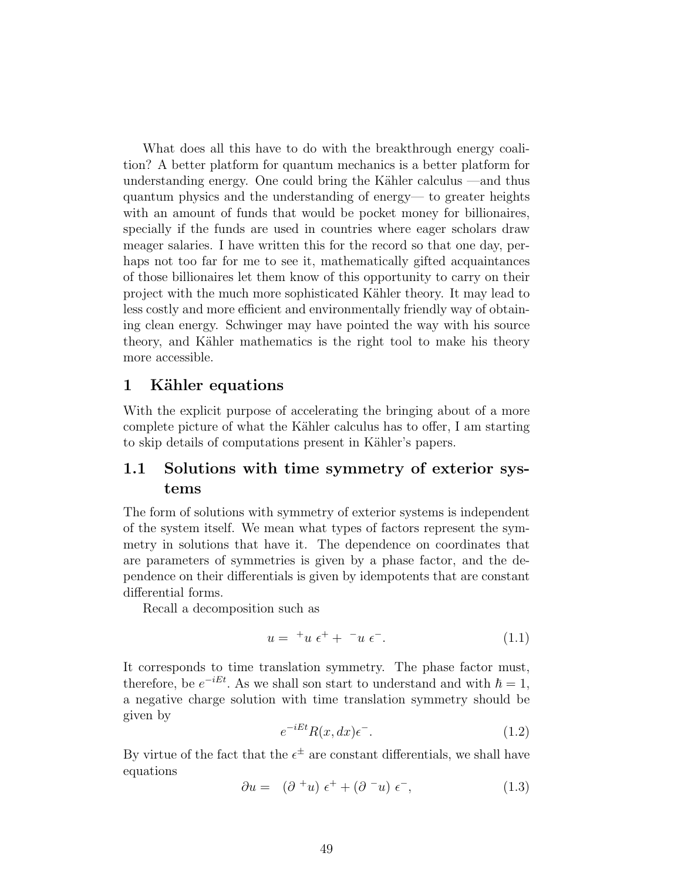What does all this have to do with the breakthrough energy coalition? A better platform for quantum mechanics is a better platform for understanding energy. One could bring the Kähler calculus —and thus quantum physics and the understanding of energy— to greater heights with an amount of funds that would be pocket money for billionaires, specially if the funds are used in countries where eager scholars draw meager salaries. I have written this for the record so that one day, perhaps not too far for me to see it, mathematically gifted acquaintances of those billionaires let them know of this opportunity to carry on their project with the much more sophisticated Kähler theory. It may lead to less costly and more efficient and environmentally friendly way of obtaining clean energy. Schwinger may have pointed the way with his source theory, and Kähler mathematics is the right tool to make his theory more accessible.

## 1 Kähler equations

With the explicit purpose of accelerating the bringing about of a more complete picture of what the Kähler calculus has to offer, I am starting to skip details of computations present in Kähler's papers.

### 1.1 Solutions with time symmetry of exterior systems

The form of solutions with symmetry of exterior systems is independent of the system itself. We mean what types of factors represent the symmetry in solutions that have it. The dependence on coordinates that are parameters of symmetries is given by a phase factor, and the dependence on their differentials is given by idempotents that are constant differential forms.

Recall a decomposition such as

$$u = \ {}^{+}u \ \epsilon^{+} + \ {}^{-}u \ \epsilon^{-}. \tag{1.1}$$

It corresponds to time translation symmetry. The phase factor must, therefore, be $e^{-iEt}$. As we shall son start to understand and with $\hbar = 1$, a negative charge solution with time translation symmetry should be given by

$$e^{-iEt} R(x, dx) \epsilon^{-}. \tag{1.2}$$

By virtue of the fact that the $\epsilon^{\pm}$ are constant differentials, we shall have equations

$$\partial u = \ (\partial \ {}^{+}u) \ \epsilon^{+} + (\partial \ {}^{-}u) \ \epsilon^{-}, \tag{1.3}$$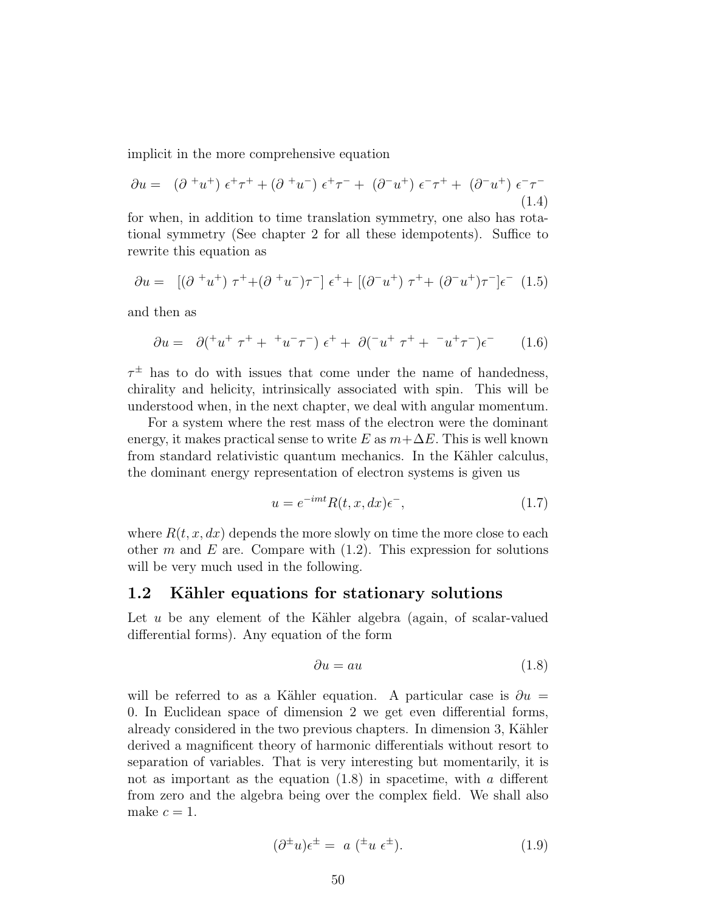implicit in the more comprehensive equation

$$\partial u = \ (\partial\ {}^+u^+)\ \epsilon^+\tau^+ + (\partial\ {}^+u^-)\ \epsilon^+\tau^- + \ (\partial^- u^+)\ \epsilon^-\tau^+ + \ (\partial^- u^+)\ \epsilon^-\tau^- \tag{1.4}$$

for when, in addition to time translation symmetry, one also has rotational symmetry (See chapter 2 for all these idempotents). Suffice to rewrite this equation as

$$\partial u = \ [(\partial\ {}^+u^+)\ \tau^+ + (\partial\ {}^+u^-)\tau^-]\ \epsilon^+ + [(\partial^- u^+)\ \tau^+ + \ (\partial^- u^+)\tau^-]\epsilon^- \tag{1.5}$$

and then as

$$\partial u = \ \partial({}^+u^+\ \tau^+ + \ {}^+u^-\tau^-)\ \epsilon^+ + \ \partial({}^-u^+\ \tau^+ + \ {}^-u^+\tau^-)\epsilon^- \tag{1.6}$$

$\tau^\pm$ has to do with issues that come under the name of handedness, chirality and helicity, intrinsically associated with spin. This will be understood when, in the next chapter, we deal with angular momentum.

For a system where the rest mass of the electron were the dominant energy, it makes practical sense to write $E$ as $m+\Delta E$. This is well known from standard relativistic quantum mechanics. In the Kähler calculus, the dominant energy representation of electron systems is given us

$$u = e^{-imt}R(t, x, dx)\epsilon^-, \tag{1.7}$$

where $R(t, x, dx)$ depends the more slowly on time the more close to each other $m$ and $E$ are. Compare with (1.2). This expression for solutions will be very much used in the following.

## 1.2 Kähler equations for stationary solutions

Let $u$ be any element of the Kähler algebra (again, of scalar-valued differential forms). Any equation of the form

$$\partial u = au \tag{1.8}$$

will be referred to as a Kähler equation. A particular case is $\partial u = 0$. In Euclidean space of dimension 2 we get even differential forms, already considered in the two previous chapters. In dimension 3, Kähler derived a magnificent theory of harmonic differentials without resort to separation of variables. That is very interesting but momentarily, it is not as important as the equation (1.8) in spacetime, with $a$ different from zero and the algebra being over the complex field. We shall also make $c = 1$.

$$(\partial^\pm u)\epsilon^\pm = \ a\ ({}^\pm u\ \epsilon^\pm). \tag{1.9}$$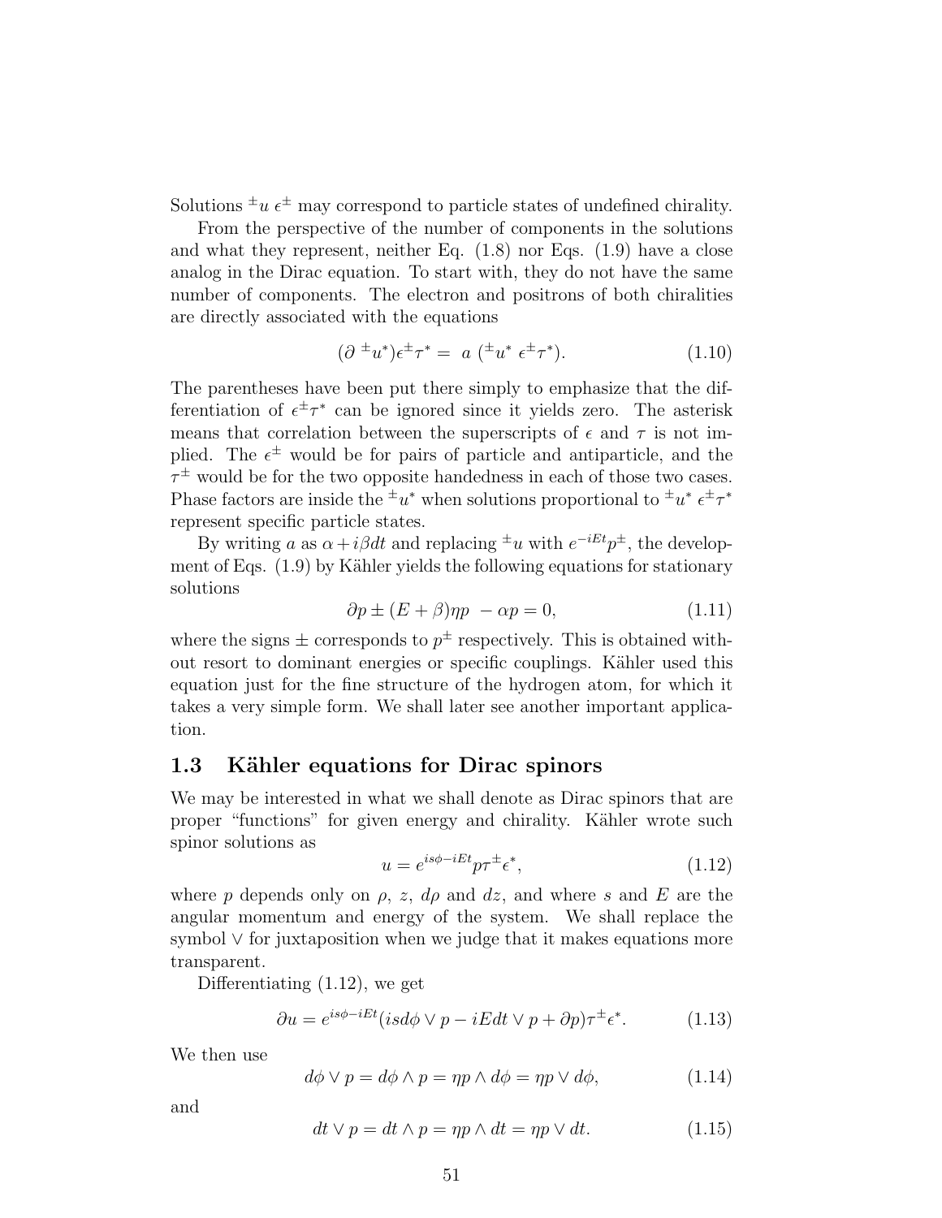Solutions ${}^{\pm}u\ \epsilon^{\pm}$ may correspond to particle states of undefined chirality.

From the perspective of the number of components in the solutions and what they represent, neither Eq. (1.8) nor Eqs. (1.9) have a close analog in the Dirac equation. To start with, they do not have the same number of components. The electron and positrons of both chiralities are directly associated with the equations

$$(\partial\ {}^{\pm}u^{*})\epsilon^{\pm}\tau^{*} =\ a\ ({}^{\pm}u^{*}\ \epsilon^{\pm}\tau^{*}). \tag{1.10}$$

The parentheses have been put there simply to emphasize that the differentiation of $\epsilon^{\pm}\tau^{*}$ can be ignored since it yields zero. The asterisk means that correlation between the superscripts of $\epsilon$ and $\tau$ is not implied. The $\epsilon^{\pm}$ would be for pairs of particle and antiparticle, and the $\tau^{\pm}$ would be for the two opposite handedness in each of those two cases. Phase factors are inside the ${}^{\pm}u^{*}$ when solutions proportional to ${}^{\pm}u^{*}\ \epsilon^{\pm}\tau^{*}$ represent specific particle states.

By writing $a$ as $\alpha + i\beta dt$ and replacing ${}^{\pm}u$ with $e^{-iEt}p^{\pm}$, the development of Eqs. (1.9) by Kähler yields the following equations for stationary solutions

$$\partial p \pm (E+\beta)\eta p\ - \alpha p = 0, \tag{1.11}$$

where the signs $\pm$ corresponds to $p^{\pm}$ respectively. This is obtained without resort to dominant energies or specific couplings. Kähler used this equation just for the fine structure of the hydrogen atom, for which it takes a very simple form. We shall later see another important application.

## 1.3 Kähler equations for Dirac spinors

We may be interested in what we shall denote as Dirac spinors that are proper "functions" for given energy and chirality. Kähler wrote such spinor solutions as

$$u = e^{is\phi - iEt}p\tau^{\pm}\epsilon^{*}, \tag{1.12}$$

where $p$ depends only on $\rho$, $z$, $d\rho$ and $dz$, and where $s$ and $E$ are the angular momentum and energy of the system. We shall replace the symbol $\vee$ for juxtaposition when we judge that it makes equations more transparent.

Differentiating (1.12), we get

$$\partial u = e^{is\phi - iEt}(isd\phi \vee p - iEdt \vee p + \partial p)\tau^{\pm}\epsilon^{*}. \tag{1.13}$$

We then use

$$d\phi \vee p = d\phi \wedge p = \eta p \wedge d\phi = \eta p \vee d\phi, \tag{1.14}$$

and

$$dt \vee p = dt \wedge p = \eta p \wedge dt = \eta p \vee dt. \tag{1.15}$$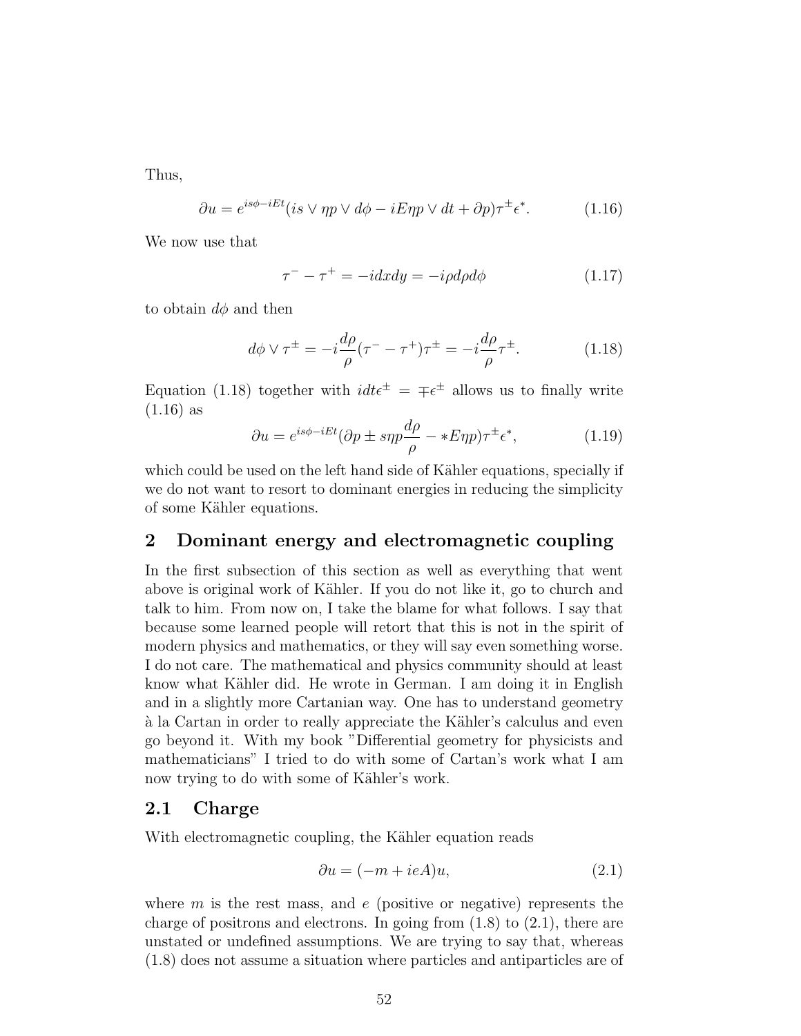Thus,

$$\partial u = e^{is\phi - iEt}(is \vee \eta p \vee d\phi - iE\eta p \vee dt + \partial p)\tau^{\pm}\epsilon^{*}. \tag{1.16}$$

We now use that

$$\tau^{-} - \tau^{+} = -idxdy = -i\rho d\rho d\phi \tag{1.17}$$

to obtain $d\phi$ and then

$$d\phi \vee \tau^{\pm} = -i\frac{d\rho}{\rho}(\tau^{-} - \tau^{+})\tau^{\pm} = -i\frac{d\rho}{\rho}\tau^{\pm}. \tag{1.18}$$

Equation (1.18) together with $idt\epsilon^{\pm} = \mp\epsilon^{\pm}$ allows us to finally write (1.16) as

$$\partial u = e^{is\phi - iEt}(\partial p \pm s\eta p\frac{d\rho}{\rho} - *E\eta p)\tau^{\pm}\epsilon^{*}, \tag{1.19}$$

which could be used on the left hand side of Kähler equations, specially if we do not want to resort to dominant energies in reducing the simplicity of some Kähler equations.

## 2 Dominant energy and electromagnetic coupling

In the first subsection of this section as well as everything that went above is original work of Kähler. If you do not like it, go to church and talk to him. From now on, I take the blame for what follows. I say that because some learned people will retort that this is not in the spirit of modern physics and mathematics, or they will say even something worse. I do not care. The mathematical and physics community should at least know what Kähler did. He wrote in German. I am doing it in English and in a slightly more Cartanian way. One has to understand geometry à la Cartan in order to really appreciate the Kähler's calculus and even go beyond it. With my book "Differential geometry for physicists and mathematicians" I tried to do with some of Cartan's work what I am now trying to do with some of Kähler's work.

### 2.1 Charge

With electromagnetic coupling, the Kähler equation reads

$$\partial u = (-m + ieA)u, \tag{2.1}$$

where $m$ is the rest mass, and $e$ (positive or negative) represents the charge of positrons and electrons. In going from (1.8) to (2.1), there are unstated or undefined assumptions. We are trying to say that, whereas (1.8) does not assume a situation where particles and antiparticles are of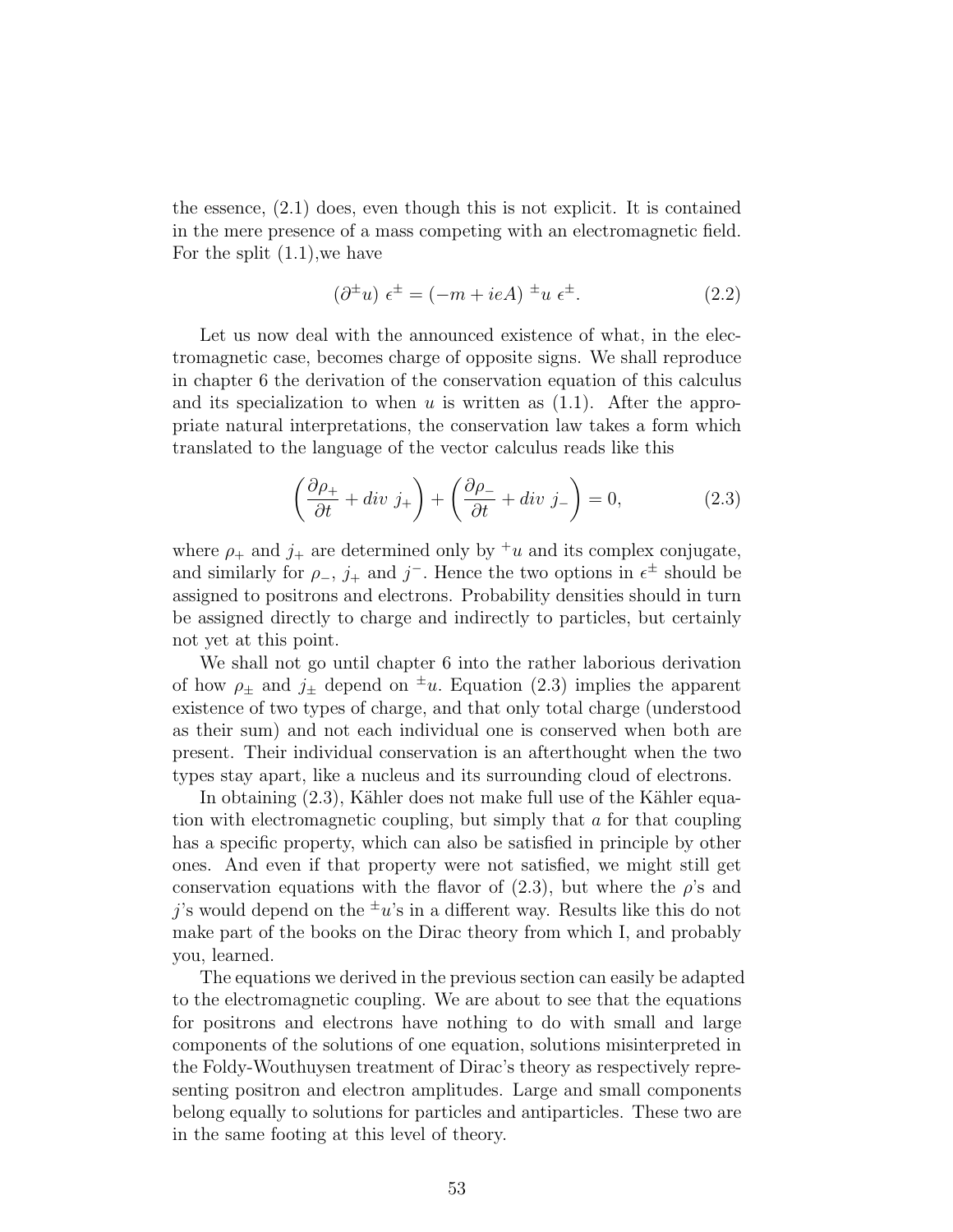the essence, (2.1) does, even though this is not explicit. It is contained in the mere presence of a mass competing with an electromagnetic field. For the split (1.1),we have

$$(\partial^{\pm} u)\ \epsilon^{\pm} = (-m + ieA)\ {}^{\pm}u\ \epsilon^{\pm}. \tag{2.2}$$

Let us now deal with the announced existence of what, in the electromagnetic case, becomes charge of opposite signs. We shall reproduce in chapter 6 the derivation of the conservation equation of this calculus and its specialization to when $u$ is written as (1.1). After the appropriate natural interpretations, the conservation law takes a form which translated to the language of the vector calculus reads like this

$$\left(\frac{\partial \rho_{+}}{\partial t} + div\ j_{+}\right) + \left(\frac{\partial \rho_{-}}{\partial t} + div\ j_{-}\right) = 0, \tag{2.3}$$

where $\rho_{+}$ and $j_{+}$ are determined only by ${}^{+}u$ and its complex conjugate, and similarly for $\rho_{-}$, $j_{+}$ and $j^{-}$. Hence the two options in $\epsilon^{\pm}$ should be assigned to positrons and electrons. Probability densities should in turn be assigned directly to charge and indirectly to particles, but certainly not yet at this point.

We shall not go until chapter 6 into the rather laborious derivation of how $\rho_{\pm}$ and $j_{\pm}$ depend on ${}^{\pm}u$. Equation (2.3) implies the apparent existence of two types of charge, and that only total charge (understood as their sum) and not each individual one is conserved when both are present. Their individual conservation is an afterthought when the two types stay apart, like a nucleus and its surrounding cloud of electrons.

In obtaining (2.3), Kähler does not make full use of the Kähler equation with electromagnetic coupling, but simply that $a$ for that coupling has a specific property, which can also be satisfied in principle by other ones. And even if that property were not satisfied, we might still get conservation equations with the flavor of (2.3), but where the $\rho$'s and $j$'s would depend on the ${}^{\pm}u$'s in a different way. Results like this do not make part of the books on the Dirac theory from which I, and probably you, learned.

The equations we derived in the previous section can easily be adapted to the electromagnetic coupling. We are about to see that the equations for positrons and electrons have nothing to do with small and large components of the solutions of one equation, solutions misinterpreted in the Foldy-Wouthuysen treatment of Dirac's theory as respectively representing positron and electron amplitudes. Large and small components belong equally to solutions for particles and antiparticles. These two are in the same footing at this level of theory.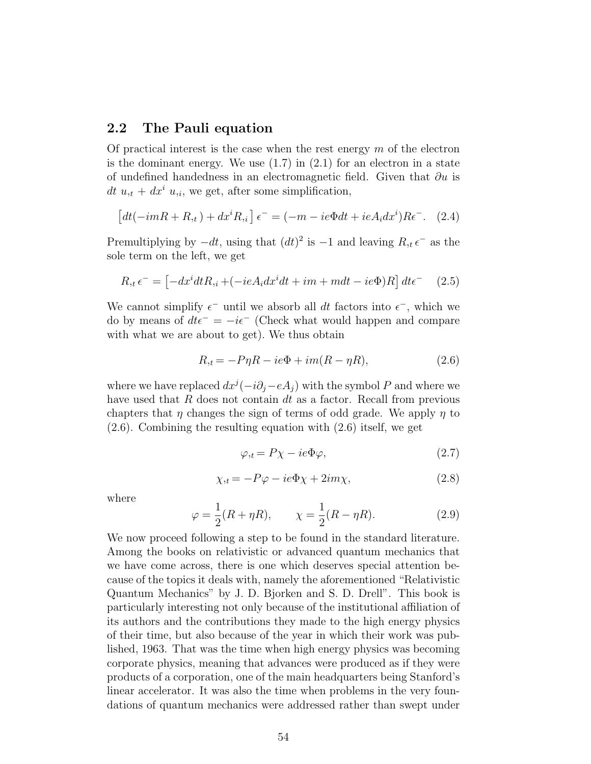## 2.2 The Pauli equation

Of practical interest is the case when the rest energy $m$ of the electron is the dominant energy. We use (1.7) in (2.1) for an electron in a state of undefined handedness in an electromagnetic field. Given that $\partial u$ is $dt\ u_{,t} + dx^i\ u_{,i}$, we get, after some simplification,

$$\left[dt(-imR + R_{,t}) + dx^i R_{,i}\right] \epsilon^- = (-m - ie\Phi dt + ieA_i dx^i) R\epsilon^-. \quad (2.4)$$

Premultiplying by $-dt$, using that $(dt)^2$ is $-1$ and leaving $R_{,t}\,\epsilon^-$ as the sole term on the left, we get

$$R_{,t}\,\epsilon^- = \left[-dx^i dt R_{,i} + (-ieA_i dx^i dt + im + mdt - ie\Phi)R\right] dt\epsilon^- \quad (2.5)$$

We cannot simplify $\epsilon^-$ until we absorb all $dt$ factors into $\epsilon^-$, which we do by means of $dt\epsilon^- = -i\epsilon^-$ (Check what would happen and compare with what we are about to get). We thus obtain

$$R_{,t} = -P\eta R - ie\Phi + im(R - \eta R), \quad (2.6)$$

where we have replaced $dx^j(-i\partial_j - eA_j)$ with the symbol $P$ and where we have used that $R$ does not contain $dt$ as a factor. Recall from previous chapters that $\eta$ changes the sign of terms of odd grade. We apply $\eta$ to (2.6). Combining the resulting equation with (2.6) itself, we get

$$\varphi_{,t} = P\chi - ie\Phi\varphi, \quad (2.7)$$

$$\chi_{,t} = -P\varphi - ie\Phi\chi + 2im\chi, \quad (2.8)$$

where

$$\varphi = \frac{1}{2}(R + \eta R), \qquad \chi = \frac{1}{2}(R - \eta R). \quad (2.9)$$

We now proceed following a step to be found in the standard literature. Among the books on relativistic or advanced quantum mechanics that we have come across, there is one which deserves special attention because of the topics it deals with, namely the aforementioned "Relativistic Quantum Mechanics" by J. D. Bjorken and S. D. Drell". This book is particularly interesting not only because of the institutional affiliation of its authors and the contributions they made to the high energy physics of their time, but also because of the year in which their work was published, 1963. That was the time when high energy physics was becoming corporate physics, meaning that advances were produced as if they were products of a corporation, one of the main headquarters being Stanford's linear accelerator. It was also the time when problems in the very foundations of quantum mechanics were addressed rather than swept under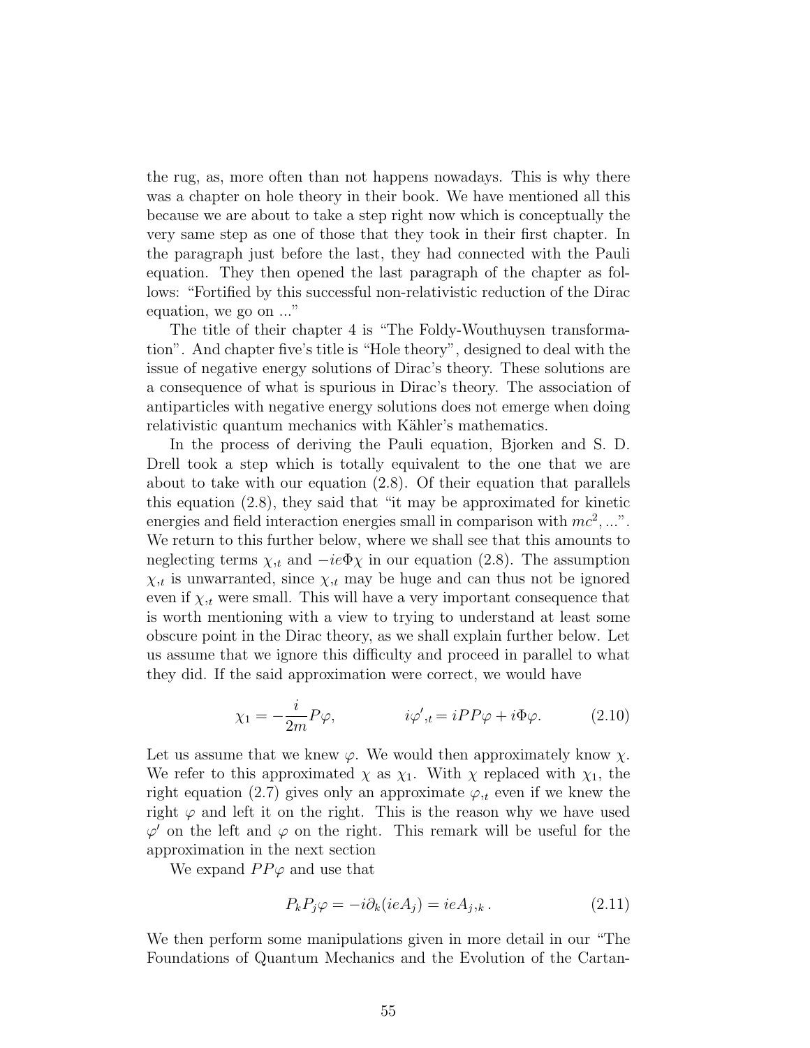the rug, as, more often than not happens nowadays. This is why there was a chapter on hole theory in their book. We have mentioned all this because we are about to take a step right now which is conceptually the very same step as one of those that they took in their first chapter. In the paragraph just before the last, they had connected with the Pauli equation. They then opened the last paragraph of the chapter as follows: "Fortified by this successful non-relativistic reduction of the Dirac equation, we go on ..."

The title of their chapter 4 is "The Foldy-Wouthuysen transformation". And chapter five's title is "Hole theory", designed to deal with the issue of negative energy solutions of Dirac's theory. These solutions are a consequence of what is spurious in Dirac's theory. The association of antiparticles with negative energy solutions does not emerge when doing relativistic quantum mechanics with Kähler's mathematics.

In the process of deriving the Pauli equation, Bjorken and S. D. Drell took a step which is totally equivalent to the one that we are about to take with our equation (2.8). Of their equation that parallels this equation (2.8), they said that "it may be approximated for kinetic energies and field interaction energies small in comparison with $mc^2$, ...". We return to this further below, where we shall see that this amounts to neglecting terms $\chi_{,t}$ and $-ie\Phi\chi$ in our equation (2.8). The assumption $\chi_{,t}$ is unwarranted, since $\chi_{,t}$ may be huge and can thus not be ignored even if $\chi_{,t}$ were small. This will have a very important consequence that is worth mentioning with a view to trying to understand at least some obscure point in the Dirac theory, as we shall explain further below. Let us assume that we ignore this difficulty and proceed in parallel to what they did. If the said approximation were correct, we would have

$$\chi_1 = -\frac{i}{2m}P\varphi, \qquad\qquad i\varphi'_{,t} = iPP\varphi + i\Phi\varphi. \tag{2.10}$$

Let us assume that we knew $\varphi$. We would then approximately know $\chi$. We refer to this approximated $\chi$ as $\chi_1$. With $\chi$ replaced with $\chi_1$, the right equation (2.7) gives only an approximate $\varphi_{,t}$ even if we knew the right $\varphi$ and left it on the right. This is the reason why we have used $\varphi'$ on the left and $\varphi$ on the right. This remark will be useful for the approximation in the next section

We expand $PP\varphi$ and use that

$$P_k P_j \varphi = -i\partial_k(ieA_j) = ieA_{j,k}\,. \tag{2.11}$$

We then perform some manipulations given in more detail in our "The Foundations of Quantum Mechanics and the Evolution of the Cartan-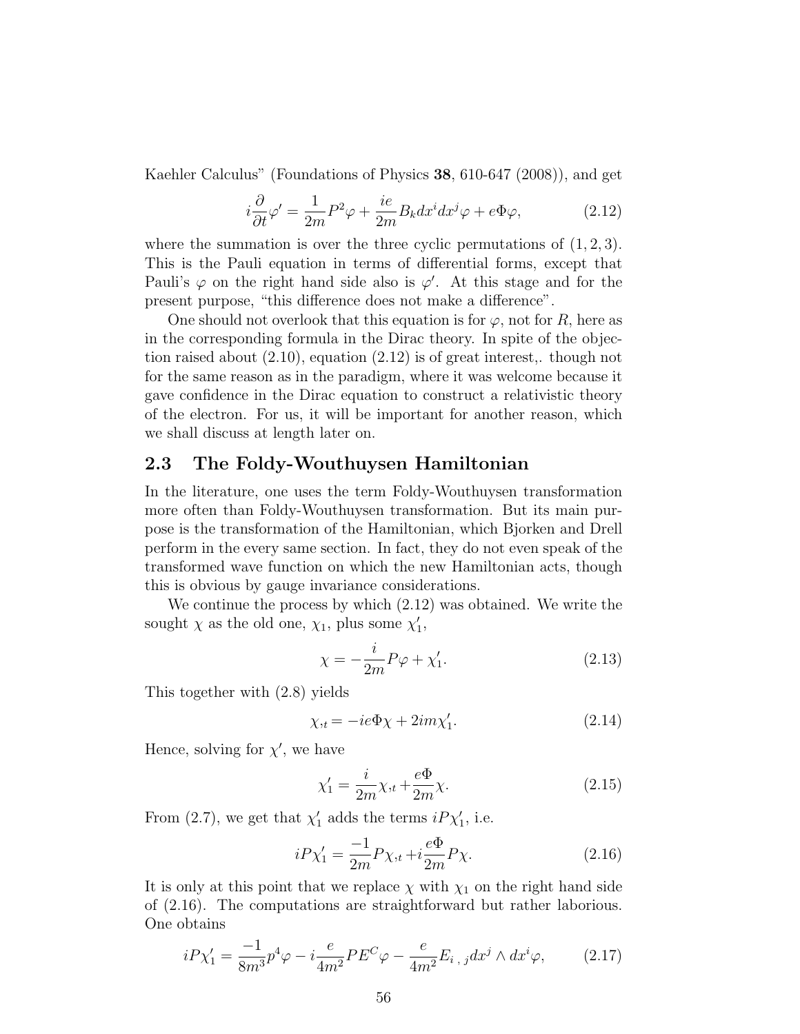Kaehler Calculus" (Foundations of Physics **38**, 610-647 (2008)), and get

$$i\frac{\partial}{\partial t}\varphi' = \frac{1}{2m}P^2\varphi + \frac{ie}{2m}B_k dx^i dx^j \varphi + e\Phi\varphi, \tag{2.12}$$

where the summation is over the three cyclic permutations of $(1, 2, 3)$. This is the Pauli equation in terms of differential forms, except that Pauli's $\varphi$ on the right hand side also is $\varphi'$. At this stage and for the present purpose, "this difference does not make a difference".

One should not overlook that this equation is for $\varphi$, not for $R$, here as in the corresponding formula in the Dirac theory. In spite of the objection raised about (2.10), equation (2.12) is of great interest,. though not for the same reason as in the paradigm, where it was welcome because it gave confidence in the Dirac equation to construct a relativistic theory of the electron. For us, it will be important for another reason, which we shall discuss at length later on.

## 2.3 The Foldy-Wouthuysen Hamiltonian

In the literature, one uses the term Foldy-Wouthuysen transformation more often than Foldy-Wouthuysen transformation. But its main purpose is the transformation of the Hamiltonian, which Bjorken and Drell perform in the every same section. In fact, they do not even speak of the transformed wave function on which the new Hamiltonian acts, though this is obvious by gauge invariance considerations.

We continue the process by which (2.12) was obtained. We write the sought $\chi$ as the old one, $\chi_1$, plus some $\chi_1'$,

$$\chi = -\frac{i}{2m}P\varphi + \chi_1'. \tag{2.13}$$

This together with (2.8) yields

$$\chi_{,t} = -ie\Phi\chi + 2im\chi_1'. \tag{2.14}$$

Hence, solving for $\chi'$, we have

$$\chi_1' = \frac{i}{2m}\chi_{,t} + \frac{e\Phi}{2m}\chi. \tag{2.15}$$

From (2.7), we get that $\chi_1'$ adds the terms $iP\chi_1'$, i.e.

$$iP\chi_1' = \frac{-1}{2m}P\chi_{,t} + i\frac{e\Phi}{2m}P\chi. \tag{2.16}$$

It is only at this point that we replace $\chi$ with $\chi_1$ on the right hand side of (2.16). The computations are straightforward but rather laborious. One obtains

$$iP\chi_1' = \frac{-1}{8m^3}p^4\varphi - i\frac{e}{4m^2}PE^C\varphi - \frac{e}{4m^2}E_{i\ ,\ j}dx^j \wedge dx^i\varphi, \tag{2.17}$$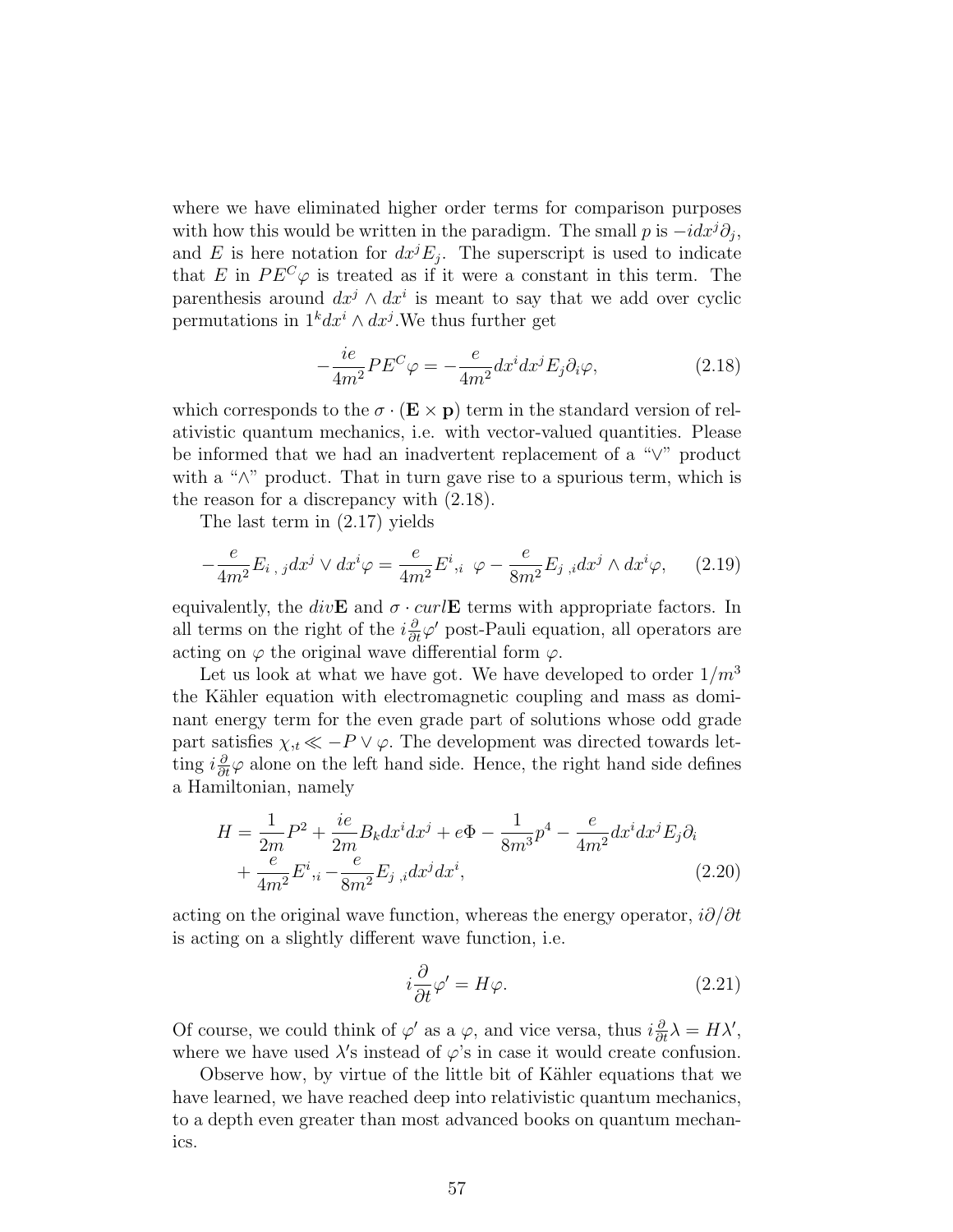where we have eliminated higher order terms for comparison purposes with how this would be written in the paradigm. The small $p$ is $-idx^j\partial_j$, and $E$ is here notation for $dx^jE_j$. The superscript is used to indicate that $E$ in $PE^C\varphi$ is treated as if it were a constant in this term. The parenthesis around $dx^j \wedge dx^i$ is meant to say that we add over cyclic permutations in $1^k dx^i \wedge dx^j$.We thus further get

$$-\frac{ie}{4m^2}PE^C\varphi = -\frac{e}{4m^2}dx^idx^jE_j\partial_i\varphi, \tag{2.18}$$

which corresponds to the $\sigma \cdot (\mathbf{E} \times \mathbf{p})$ term in the standard version of relativistic quantum mechanics, i.e. with vector-valued quantities. Please be informed that we had an inadvertent replacement of a "$\vee$" product with a "$\wedge$" product. That in turn gave rise to a spurious term, which is the reason for a discrepancy with (2.18).

The last term in (2.17) yields

$$-\frac{e}{4m^2}E_{i\ ,\ j}dx^j \vee dx^i\varphi = \frac{e}{4m^2}E^i{}_{,i}\ \ \varphi - \frac{e}{8m^2}E_{j\ ,i}dx^j \wedge dx^i\varphi, \tag{2.19}$$

equivalently, the $div\mathbf{E}$ and $\sigma \cdot curl\mathbf{E}$ terms with appropriate factors. In all terms on the right of the $i\frac{\partial}{\partial t}\varphi'$ post-Pauli equation, all operators are acting on $\varphi$ the original wave differential form $\varphi$.

Let us look at what we have got. We have developed to order $1/m^3$ the Kähler equation with electromagnetic coupling and mass as dominant energy term for the even grade part of solutions whose odd grade part satisfies $\chi_{,t} \ll -P \vee \varphi$. The development was directed towards letting $i\frac{\partial}{\partial t}\varphi$ alone on the left hand side. Hence, the right hand side defines a Hamiltonian, namely

$$\begin{aligned} H = &\frac{1}{2m}P^2 + \frac{ie}{2m}B_kdx^idx^j + e\Phi - \frac{1}{8m^3}p^4 - \frac{e}{4m^2}dx^idx^jE_j\partial_i \\ &+ \frac{e}{4m^2}E^i{}_{,i} - \frac{e}{8m^2}E_{j\ ,i}dx^jdx^i, \end{aligned} \tag{2.20}$$

acting on the original wave function, whereas the energy operator, $i\partial/\partial t$ is acting on a slightly different wave function, i.e.

$$i\frac{\partial}{\partial t}\varphi' = H\varphi. \tag{2.21}$$

Of course, we could think of $\varphi'$ as a $\varphi$, and vice versa, thus $i\frac{\partial}{\partial t}\lambda = H\lambda'$, where we have used $\lambda$'s instead of $\varphi$'s in case it would create confusion.

Observe how, by virtue of the little bit of Kähler equations that we have learned, we have reached deep into relativistic quantum mechanics, to a depth even greater than most advanced books on quantum mechanics.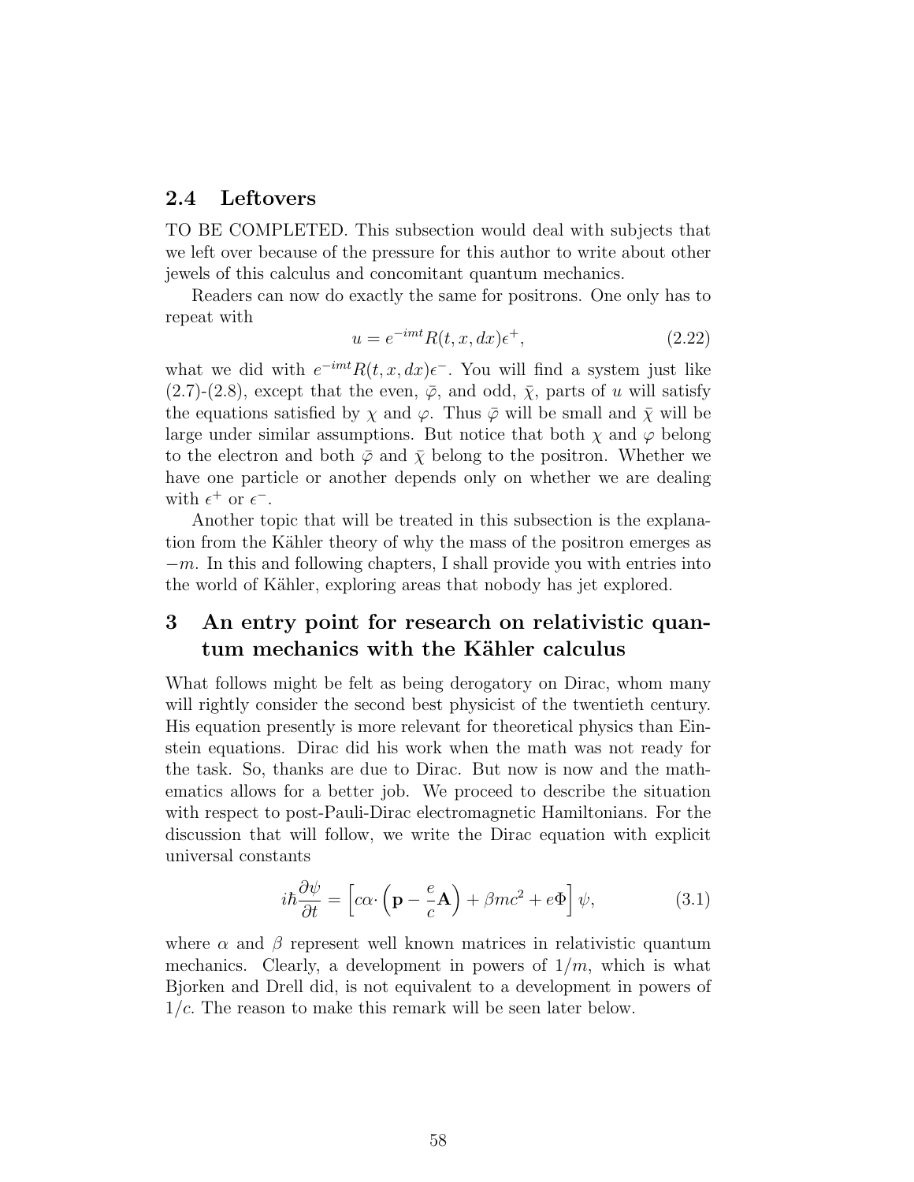## 2.4 Leftovers

TO BE COMPLETED. This subsection would deal with subjects that we left over because of the pressure for this author to write about other jewels of this calculus and concomitant quantum mechanics.

Readers can now do exactly the same for positrons. One only has to repeat with

$$u = e^{-imt} R(t, x, dx) \epsilon^{+}, \tag{2.22}$$

what we did with $e^{-imt} R(t, x, dx) \epsilon^{-}$. You will find a system just like (2.7)-(2.8), except that the even, $\bar{\varphi}$, and odd, $\bar{\chi}$, parts of $u$ will satisfy the equations satisfied by $\chi$ and $\varphi$. Thus $\bar{\varphi}$ will be small and $\bar{\chi}$ will be large under similar assumptions. But notice that both $\chi$ and $\varphi$ belong to the electron and both $\bar{\varphi}$ and $\bar{\chi}$ belong to the positron. Whether we have one particle or another depends only on whether we are dealing with $\epsilon^{+}$ or $\epsilon^{-}$.

Another topic that will be treated in this subsection is the explanation from the Kähler theory of why the mass of the positron emerges as $-m$. In this and following chapters, I shall provide you with entries into the world of Kähler, exploring areas that nobody has jet explored.

# 3 An entry point for research on relativistic quantum mechanics with the Kähler calculus

What follows might be felt as being derogatory on Dirac, whom many will rightly consider the second best physicist of the twentieth century. His equation presently is more relevant for theoretical physics than Einstein equations. Dirac did his work when the math was not ready for the task. So, thanks are due to Dirac. But now is now and the mathematics allows for a better job. We proceed to describe the situation with respect to post-Pauli-Dirac electromagnetic Hamiltonians. For the discussion that will follow, we write the Dirac equation with explicit universal constants

$$i\hbar \frac{\partial \psi}{\partial t} = \left[ c\alpha \cdot \left( \mathbf{p} - \frac{e}{c} \mathbf{A} \right) + \beta mc^2 + e\Phi \right] \psi, \tag{3.1}$$

where $\alpha$ and $\beta$ represent well known matrices in relativistic quantum mechanics. Clearly, a development in powers of $1/m$, which is what Bjorken and Drell did, is not equivalent to a development in powers of $1/c$. The reason to make this remark will be seen later below.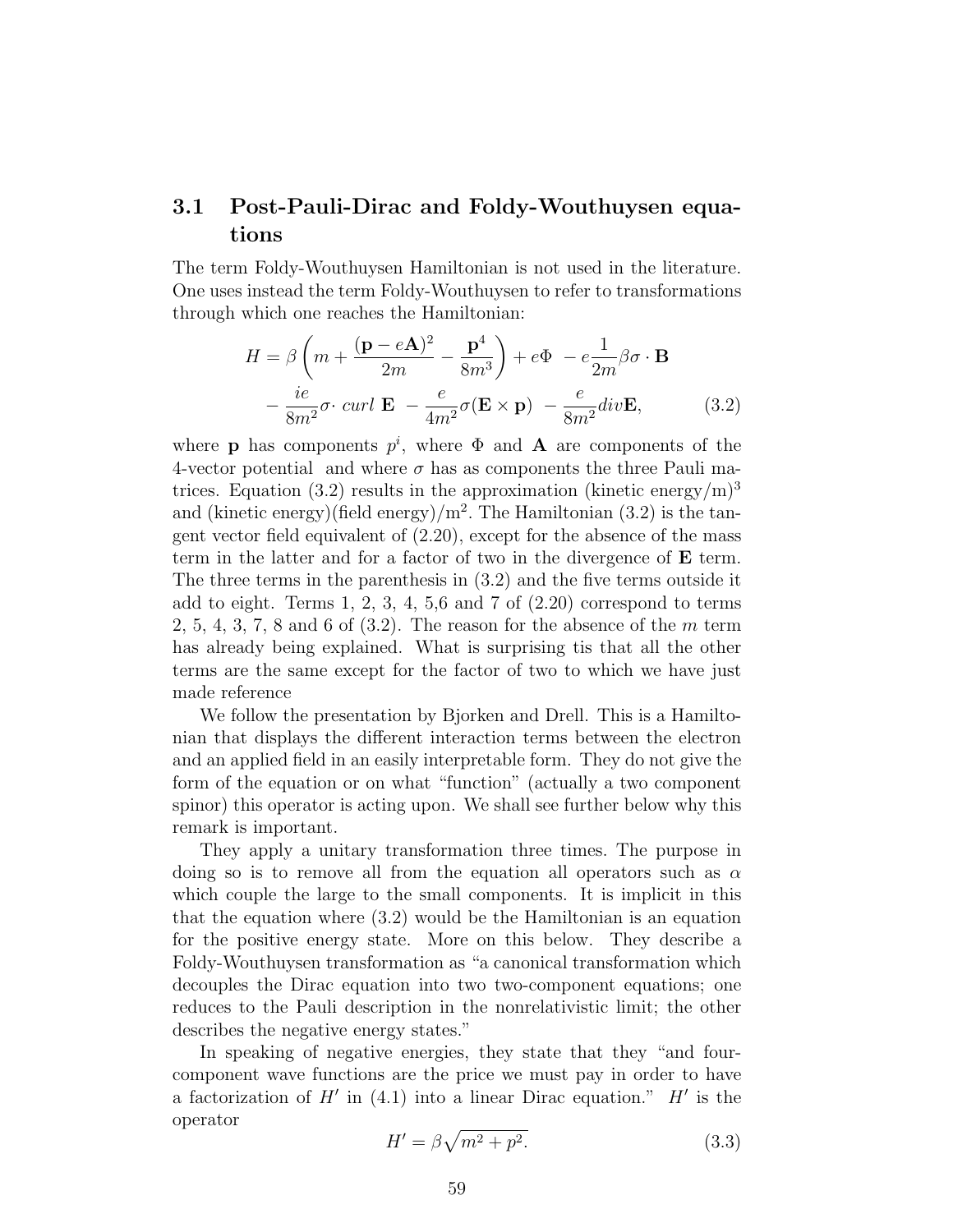### 3.1 Post-Pauli-Dirac and Foldy-Wouthuysen equations

The term Foldy-Wouthuysen Hamiltonian is not used in the literature. One uses instead the term Foldy-Wouthuysen to refer to transformations through which one reaches the Hamiltonian:

$$H = \beta\left(m + \frac{(\mathbf{p} - e\mathbf{A})^2}{2m} - \frac{\mathbf{p}^4}{8m^3}\right) + e\Phi \; - e\frac{1}{2m}\beta\sigma\cdot\mathbf{B}$$
$$- \frac{ie}{8m^2}\sigma\cdot\, curl\ \mathbf{E} \; - \frac{e}{4m^2}\sigma(\mathbf{E}\times\mathbf{p}) \; - \frac{e}{8m^2}div\mathbf{E}, \tag{3.2}$$

where $\mathbf{p}$ has components $p^i$, where $\Phi$ and $\mathbf{A}$ are components of the 4-vector potential and where $\sigma$ has as components the three Pauli matrices. Equation (3.2) results in the approximation (kinetic energy/m)$^3$ and (kinetic energy)(field energy)/m$^2$. The Hamiltonian (3.2) is the tangent vector field equivalent of (2.20), except for the absence of the mass term in the latter and for a factor of two in the divergence of $\mathbf{E}$ term. The three terms in the parenthesis in (3.2) and the five terms outside it add to eight. Terms 1, 2, 3, 4, 5,6 and 7 of (2.20) correspond to terms 2, 5, 4, 3, 7, 8 and 6 of (3.2). The reason for the absence of the $m$ term has already being explained. What is surprising tis that all the other terms are the same except for the factor of two to which we have just made reference

We follow the presentation by Bjorken and Drell. This is a Hamiltonian that displays the different interaction terms between the electron and an applied field in an easily interpretable form. They do not give the form of the equation or on what "function" (actually a two component spinor) this operator is acting upon. We shall see further below why this remark is important.

They apply a unitary transformation three times. The purpose in doing so is to remove all from the equation all operators such as $\alpha$ which couple the large to the small components. It is implicit in this that the equation where (3.2) would be the Hamiltonian is an equation for the positive energy state. More on this below. They describe a Foldy-Wouthuysen transformation as "a canonical transformation which decouples the Dirac equation into two two-component equations; one reduces to the Pauli description in the nonrelativistic limit; the other describes the negative energy states."

In speaking of negative energies, they state that they "and four-component wave functions are the price we must pay in order to have a factorization of $H'$ in (4.1) into a linear Dirac equation." $H'$ is the operator

$$H' = \beta\sqrt{m^2 + p^2}. \tag{3.3}$$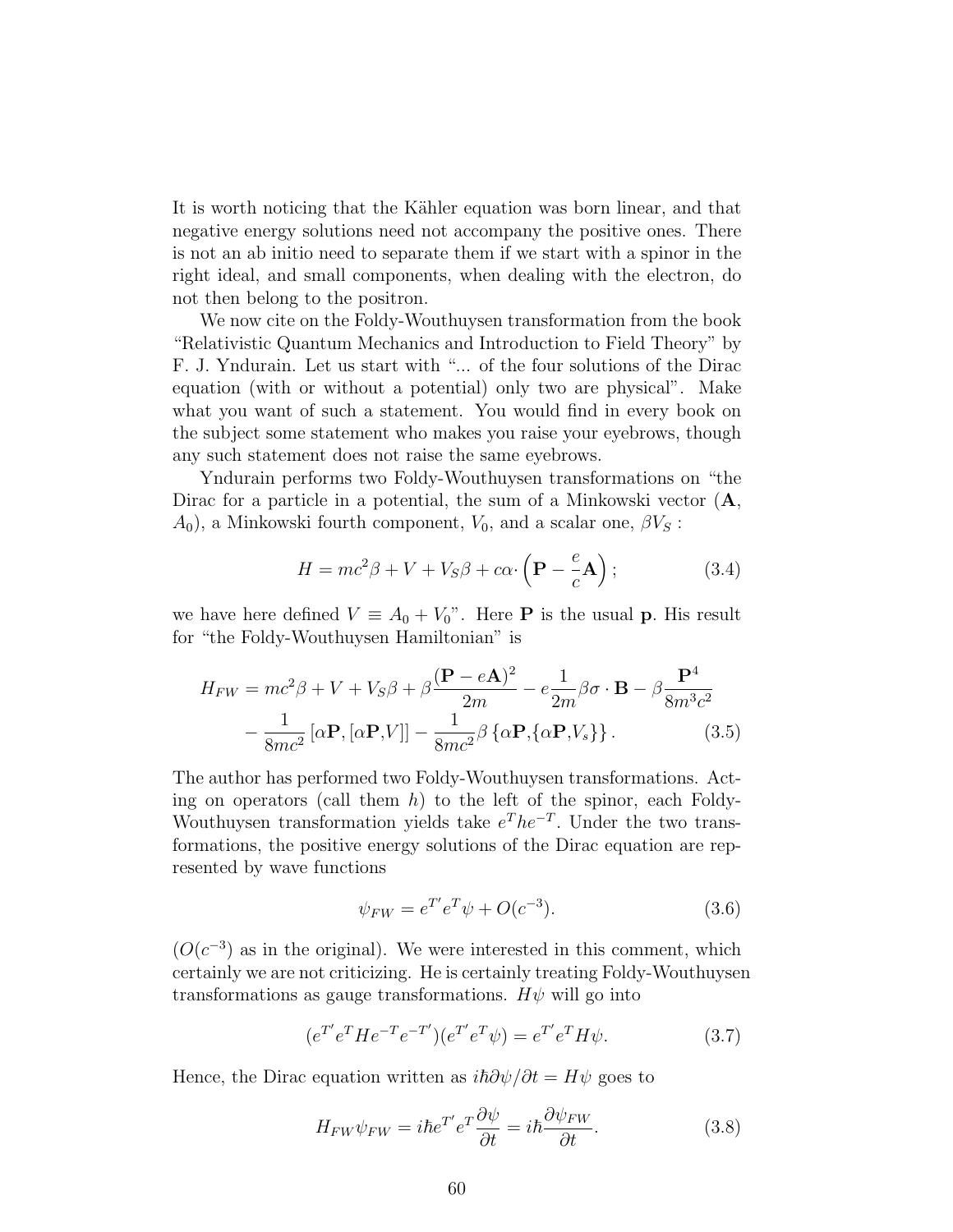It is worth noticing that the Kähler equation was born linear, and that negative energy solutions need not accompany the positive ones. There is not an ab initio need to separate them if we start with a spinor in the right ideal, and small components, when dealing with the electron, do not then belong to the positron.

We now cite on the Foldy-Wouthuysen transformation from the book "Relativistic Quantum Mechanics and Introduction to Field Theory" by F. J. Yndurain. Let us start with "... of the four solutions of the Dirac equation (with or without a potential) only two are physical". Make what you want of such a statement. You would find in every book on the subject some statement who makes you raise your eyebrows, though any such statement does not raise the same eyebrows.

Yndurain performs two Foldy-Wouthuysen transformations on "the Dirac for a particle in a potential, the sum of a Minkowski vector ($\mathbf{A}$, $A_0$), a Minkowski fourth component, $V_0$, and a scalar one, $\beta V_S$ :

$$H = mc^2\beta + V + V_S\beta + c\alpha\cdot\left(\mathbf{P} - \frac{e}{c}\mathbf{A}\right); \tag{3.4}$$

we have here defined $V \equiv A_0 + V_0$". Here $\mathbf{P}$ is the usual $\mathbf{p}$. His result for "the Foldy-Wouthuysen Hamiltonian" is

$$\begin{aligned} H_{FW} = mc^2\beta + V + V_S\beta + \beta\frac{(\mathbf{P} - e\mathbf{A})^2}{2m} - e\frac{1}{2m}\beta\sigma\cdot\mathbf{B} - \beta\frac{\mathbf{P}^4}{8m^3c^2} \\ - \frac{1}{8mc^2}\left[\alpha\mathbf{P}, [\alpha\mathbf{P}, V]\right] - \frac{1}{8mc^2}\beta\left\{\alpha\mathbf{P}, \{\alpha\mathbf{P}, V_s\}\right\}. \end{aligned} \tag{3.5}$$

The author has performed two Foldy-Wouthuysen transformations. Acting on operators (call them $h$) to the left of the spinor, each Foldy-Wouthuysen transformation yields take $e^T h e^{-T}$. Under the two transformations, the positive energy solutions of the Dirac equation are represented by wave functions

$$\psi_{FW} = e^{T'}e^{T}\psi + O(c^{-3}). \tag{3.6}$$

($O(c^{-3})$ as in the original). We were interested in this comment, which certainly we are not criticizing. He is certainly treating Foldy-Wouthuysen transformations as gauge transformations. $H\psi$ will go into

$$(e^{T'}e^{T}He^{-T}e^{-T'})(e^{T'}e^{T}\psi) = e^{T'}e^{T}H\psi. \tag{3.7}$$

Hence, the Dirac equation written as $i\hbar\partial\psi/\partial t = H\psi$ goes to

$$H_{FW}\psi_{FW} = i\hbar e^{T'}e^{T}\frac{\partial\psi}{\partial t} = i\hbar\frac{\partial\psi_{FW}}{\partial t}. \tag{3.8}$$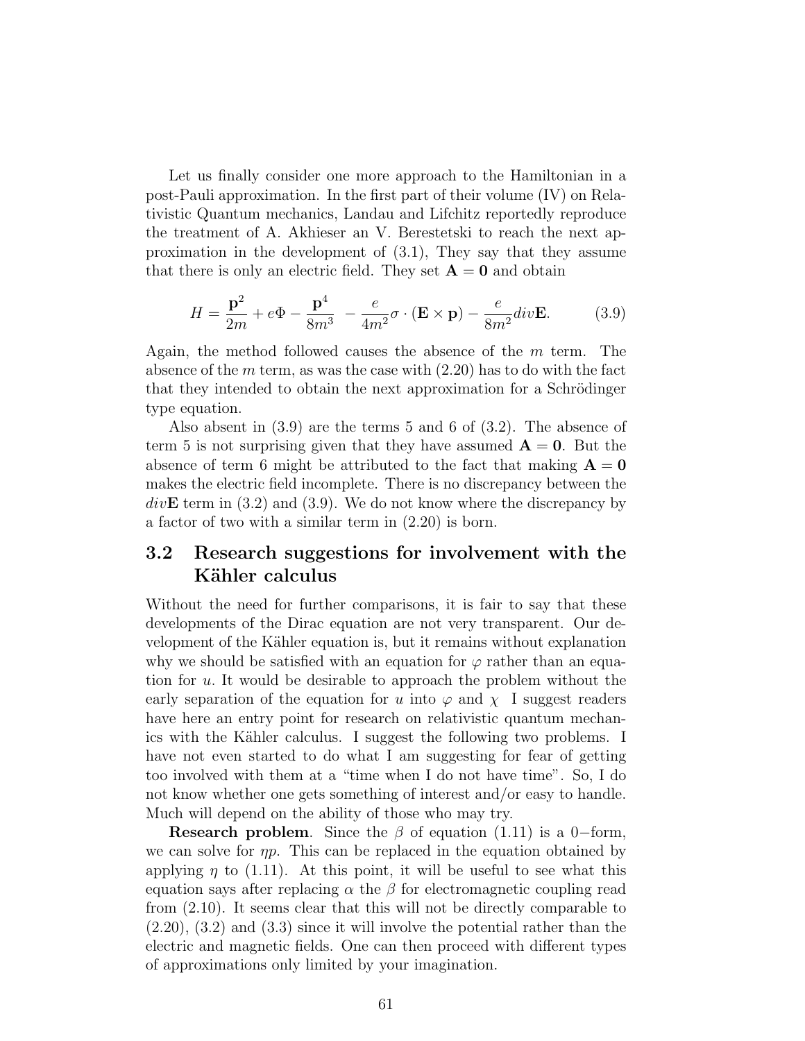Let us finally consider one more approach to the Hamiltonian in a post-Pauli approximation. In the first part of their volume (IV) on Relativistic Quantum mechanics, Landau and Lifchitz reportedly reproduce the treatment of A. Akhieser an V. Berestetski to reach the next approximation in the development of (3.1), They say that they assume that there is only an electric field. They set $\mathbf{A} = \mathbf{0}$ and obtain

$$H = \frac{\mathbf{p}^2}{2m} + e\Phi - \frac{\mathbf{p}^4}{8m^3} \; - \frac{e}{4m^2}\sigma \cdot (\mathbf{E} \times \mathbf{p}) - \frac{e}{8m^2} div\mathbf{E}. \tag{3.9}$$

Again, the method followed causes the absence of the $m$ term. The absence of the $m$ term, as was the case with (2.20) has to do with the fact that they intended to obtain the next approximation for a Schrödinger type equation.

Also absent in (3.9) are the terms 5 and 6 of (3.2). The absence of term 5 is not surprising given that they have assumed $\mathbf{A} = \mathbf{0}$. But the absence of term 6 might be attributed to the fact that making $\mathbf{A} = \mathbf{0}$ makes the electric field incomplete. There is no discrepancy between the $div\mathbf{E}$ term in (3.2) and (3.9). We do not know where the discrepancy by a factor of two with a similar term in (2.20) is born.

## 3.2 Research suggestions for involvement with the Kähler calculus

Without the need for further comparisons, it is fair to say that these developments of the Dirac equation are not very transparent. Our development of the Kähler equation is, but it remains without explanation why we should be satisfied with an equation for $\varphi$ rather than an equation for $u$. It would be desirable to approach the problem without the early separation of the equation for $u$ into $\varphi$ and $\chi$ I suggest readers have here an entry point for research on relativistic quantum mechanics with the Kähler calculus. I suggest the following two problems. I have not even started to do what I am suggesting for fear of getting too involved with them at a "time when I do not have time". So, I do not know whether one gets something of interest and/or easy to handle. Much will depend on the ability of those who may try.

**Research problem**. Since the $\beta$ of equation (1.11) is a 0−form, we can solve for $\eta p$. This can be replaced in the equation obtained by applying $\eta$ to (1.11). At this point, it will be useful to see what this equation says after replacing $\alpha$ the $\beta$ for electromagnetic coupling read from (2.10). It seems clear that this will not be directly comparable to (2.20), (3.2) and (3.3) since it will involve the potential rather than the electric and magnetic fields. One can then proceed with different types of approximations only limited by your imagination.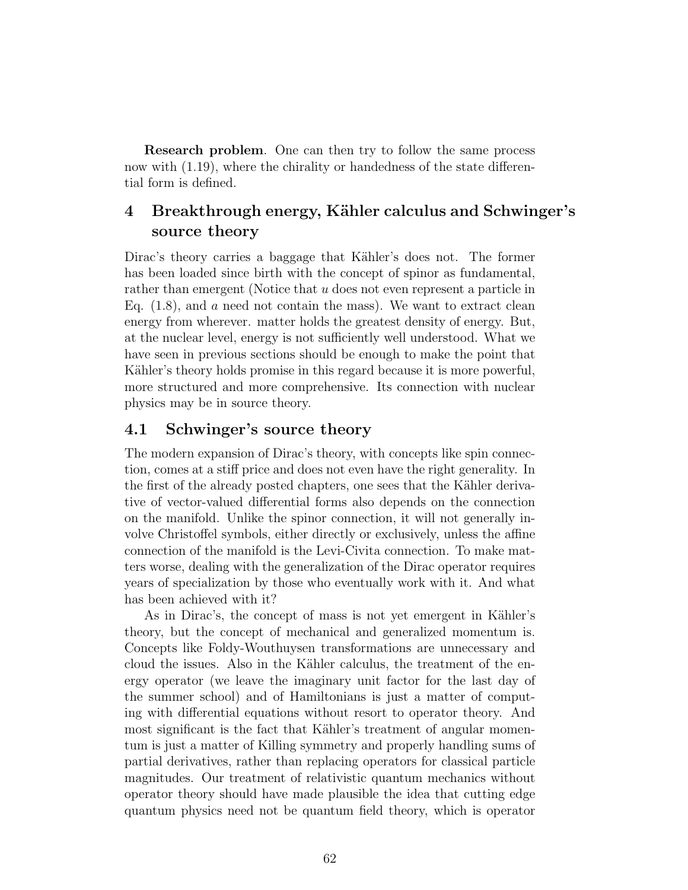**Research problem**. One can then try to follow the same process now with (1.19), where the chirality or handedness of the state differential form is defined.

# 4 Breakthrough energy, Kähler calculus and Schwinger's source theory

Dirac's theory carries a baggage that Kähler's does not. The former has been loaded since birth with the concept of spinor as fundamental, rather than emergent (Notice that $u$ does not even represent a particle in Eq. (1.8), and $a$ need not contain the mass). We want to extract clean energy from wherever. matter holds the greatest density of energy. But, at the nuclear level, energy is not sufficiently well understood. What we have seen in previous sections should be enough to make the point that Kähler's theory holds promise in this regard because it is more powerful, more structured and more comprehensive. Its connection with nuclear physics may be in source theory.

## 4.1 Schwinger's source theory

The modern expansion of Dirac's theory, with concepts like spin connection, comes at a stiff price and does not even have the right generality. In the first of the already posted chapters, one sees that the Kähler derivative of vector-valued differential forms also depends on the connection on the manifold. Unlike the spinor connection, it will not generally involve Christoffel symbols, either directly or exclusively, unless the affine connection of the manifold is the Levi-Civita connection. To make matters worse, dealing with the generalization of the Dirac operator requires years of specialization by those who eventually work with it. And what has been achieved with it?

As in Dirac's, the concept of mass is not yet emergent in Kähler's theory, but the concept of mechanical and generalized momentum is. Concepts like Foldy-Wouthuysen transformations are unnecessary and cloud the issues. Also in the Kähler calculus, the treatment of the energy operator (we leave the imaginary unit factor for the last day of the summer school) and of Hamiltonians is just a matter of computing with differential equations without resort to operator theory. And most significant is the fact that Kähler's treatment of angular momentum is just a matter of Killing symmetry and properly handling sums of partial derivatives, rather than replacing operators for classical particle magnitudes. Our treatment of relativistic quantum mechanics without operator theory should have made plausible the idea that cutting edge quantum physics need not be quantum field theory, which is operator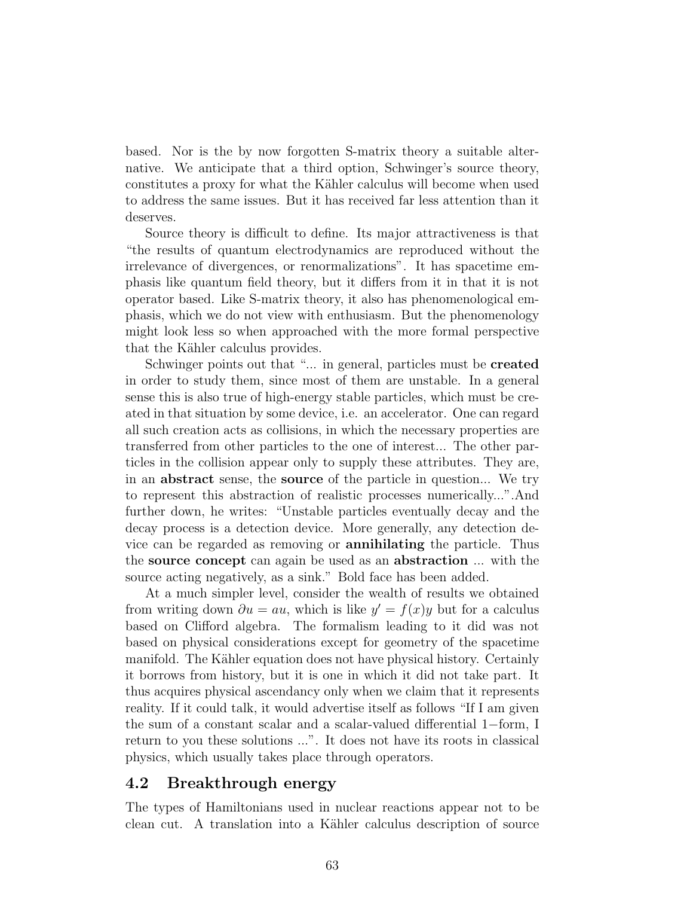based. Nor is the by now forgotten S-matrix theory a suitable alternative. We anticipate that a third option, Schwinger's source theory, constitutes a proxy for what the Kähler calculus will become when used to address the same issues. But it has received far less attention than it deserves.

Source theory is difficult to define. Its major attractiveness is that "the results of quantum electrodynamics are reproduced without the irrelevance of divergences, or renormalizations". It has spacetime emphasis like quantum field theory, but it differs from it in that it is not operator based. Like S-matrix theory, it also has phenomenological emphasis, which we do not view with enthusiasm. But the phenomenology might look less so when approached with the more formal perspective that the Kähler calculus provides.

Schwinger points out that "... in general, particles must be **created** in order to study them, since most of them are unstable. In a general sense this is also true of high-energy stable particles, which must be created in that situation by some device, i.e. an accelerator. One can regard all such creation acts as collisions, in which the necessary properties are transferred from other particles to the one of interest... The other particles in the collision appear only to supply these attributes. They are, in an **abstract** sense, the **source** of the particle in question... We try to represent this abstraction of realistic processes numerically...".And further down, he writes: "Unstable particles eventually decay and the decay process is a detection device. More generally, any detection device can be regarded as removing or **annihilating** the particle. Thus the **source concept** can again be used as an **abstraction** ... with the source acting negatively, as a sink." Bold face has been added.

At a much simpler level, consider the wealth of results we obtained from writing down $\partial u = au$, which is like $y' = f(x)y$ but for a calculus based on Clifford algebra. The formalism leading to it did was not based on physical considerations except for geometry of the spacetime manifold. The Kähler equation does not have physical history. Certainly it borrows from history, but it is one in which it did not take part. It thus acquires physical ascendancy only when we claim that it represents reality. If it could talk, it would advertise itself as follows "If I am given the sum of a constant scalar and a scalar-valued differential $1-$form, I return to you these solutions ...". It does not have its roots in classical physics, which usually takes place through operators.

## 4.2 Breakthrough energy

The types of Hamiltonians used in nuclear reactions appear not to be clean cut. A translation into a Kähler calculus description of source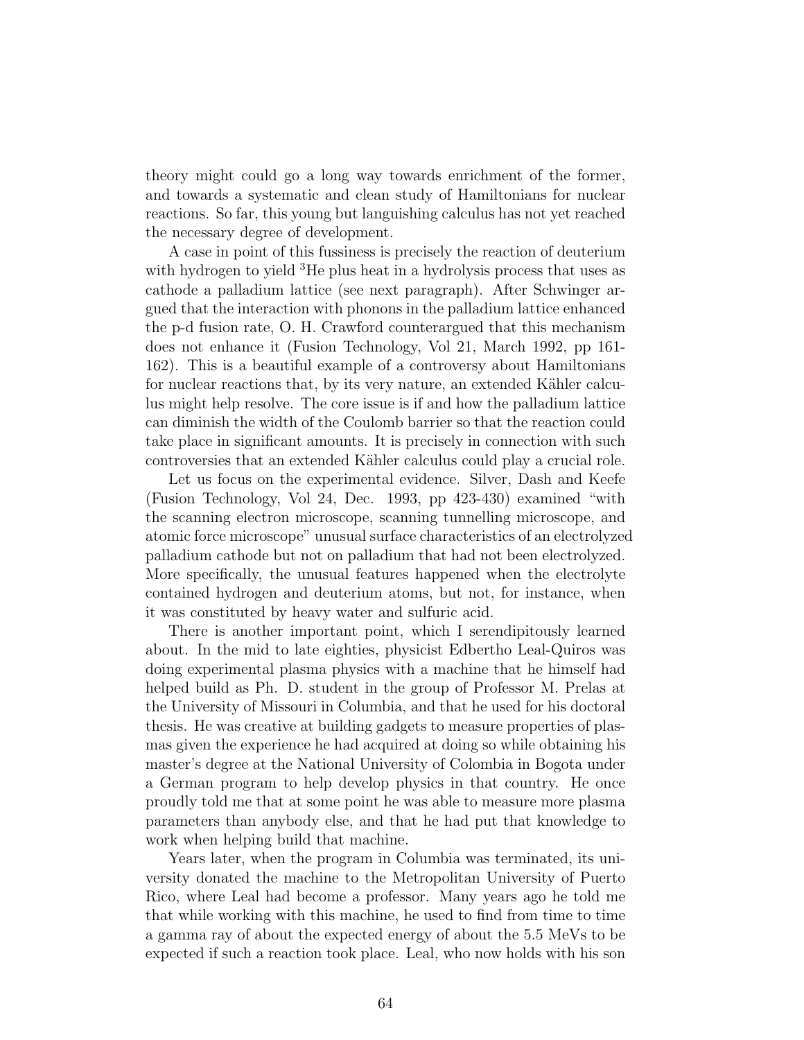theory might could go a long way towards enrichment of the former, and towards a systematic and clean study of Hamiltonians for nuclear reactions. So far, this young but languishing calculus has not yet reached the necessary degree of development.

A case in point of this fussiness is precisely the reaction of deuterium with hydrogen to yield $^3$He plus heat in a hydrolysis process that uses as cathode a palladium lattice (see next paragraph). After Schwinger argued that the interaction with phonons in the palladium lattice enhanced the p-d fusion rate, O. H. Crawford counterargued that this mechanism does not enhance it (Fusion Technology, Vol 21, March 1992, pp 161-162). This is a beautiful example of a controversy about Hamiltonians for nuclear reactions that, by its very nature, an extended Kähler calculus might help resolve. The core issue is if and how the palladium lattice can diminish the width of the Coulomb barrier so that the reaction could take place in significant amounts. It is precisely in connection with such controversies that an extended Kähler calculus could play a crucial role.

Let us focus on the experimental evidence. Silver, Dash and Keefe (Fusion Technology, Vol 24, Dec. 1993, pp 423-430) examined "with the scanning electron microscope, scanning tunnelling microscope, and atomic force microscope" unusual surface characteristics of an electrolyzed palladium cathode but not on palladium that had not been electrolyzed. More specifically, the unusual features happened when the electrolyte contained hydrogen and deuterium atoms, but not, for instance, when it was constituted by heavy water and sulfuric acid.

There is another important point, which I serendipitously learned about. In the mid to late eighties, physicist Edbertho Leal-Quiros was doing experimental plasma physics with a machine that he himself had helped build as Ph. D. student in the group of Professor M. Prelas at the University of Missouri in Columbia, and that he used for his doctoral thesis. He was creative at building gadgets to measure properties of plasmas given the experience he had acquired at doing so while obtaining his master's degree at the National University of Colombia in Bogota under a German program to help develop physics in that country. He once proudly told me that at some point he was able to measure more plasma parameters than anybody else, and that he had put that knowledge to work when helping build that machine.

Years later, when the program in Columbia was terminated, its university donated the machine to the Metropolitan University of Puerto Rico, where Leal had become a professor. Many years ago he told me that while working with this machine, he used to find from time to time a gamma ray of about the expected energy of about the 5.5 MeVs to be expected if such a reaction took place. Leal, who now holds with his son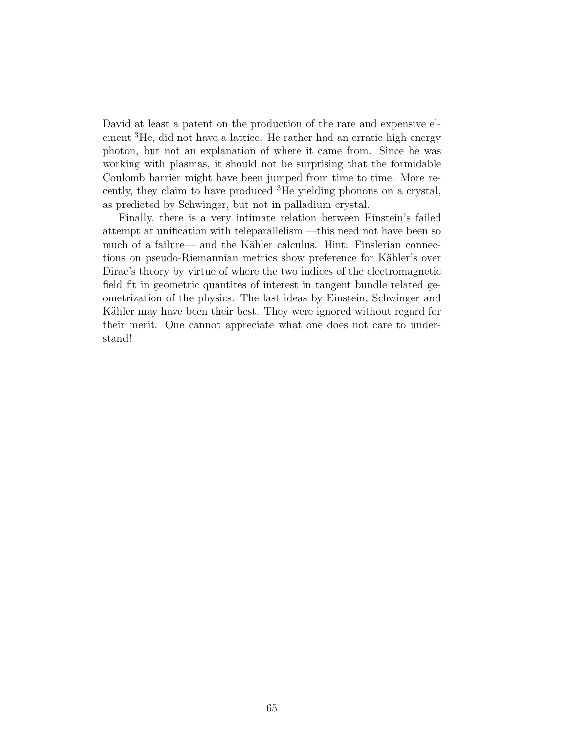David at least a patent on the production of the rare and expensive element $^3$He, did not have a lattice. He rather had an erratic high energy photon, but not an explanation of where it came from. Since he was working with plasmas, it should not be surprising that the formidable Coulomb barrier might have been jumped from time to time. More recently, they claim to have produced $^3$He yielding phonons on a crystal, as predicted by Schwinger, but not in palladium crystal.

Finally, there is a very intimate relation between Einstein's failed attempt at unification with teleparallelism —this need not have been so much of a failure— and the Kähler calculus. Hint: Finslerian connections on pseudo-Riemannian metrics show preference for Kähler's over Dirac's theory by virtue of where the two indices of the electromagnetic field fit in geometric quantites of interest in tangent bundle related geometrization of the physics. The last ideas by Einstein, Schwinger and Kähler may have been their best. They were ignored without regard for their merit. One cannot appreciate what one does not care to understand!